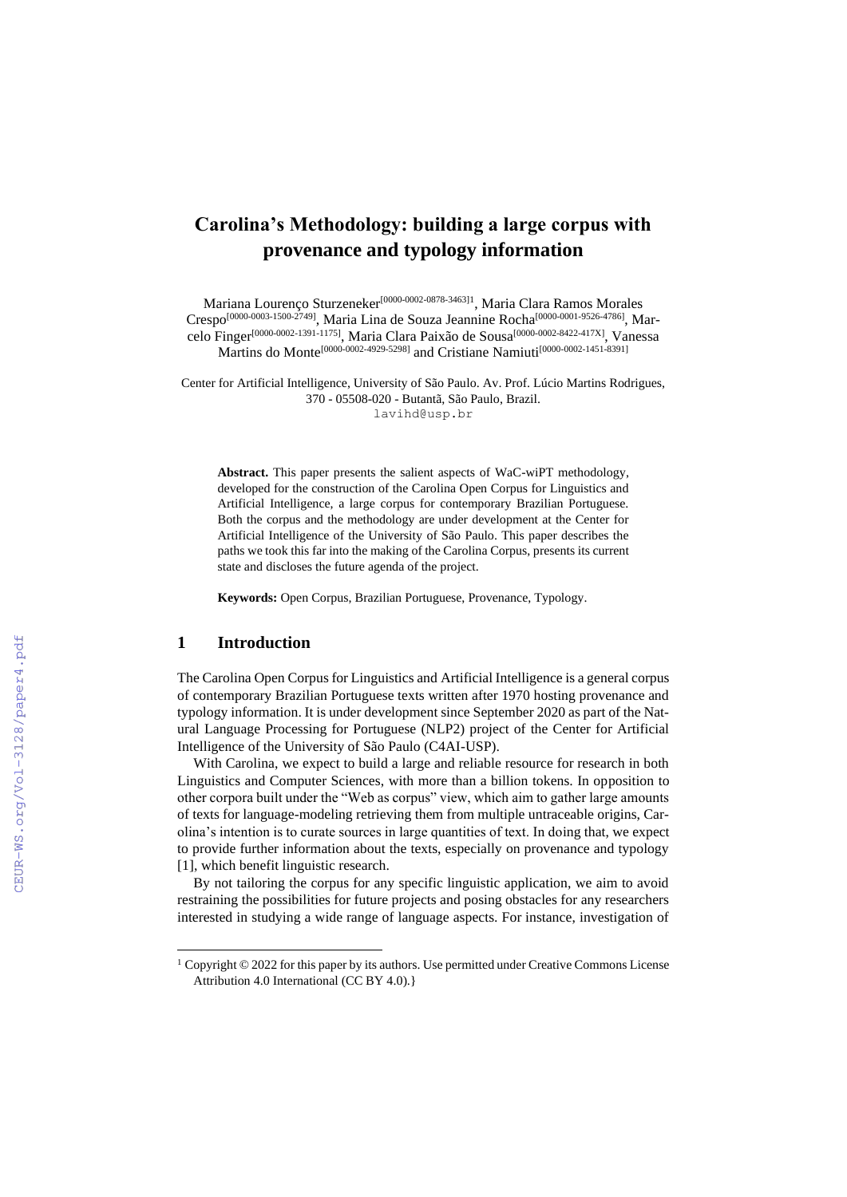# Carolina's Methodology: building a large corpus with provenance and typology information

Mariana Lourenço Sturzeneker[0000-0002-0878-3463][1], Maria Clara Ramos Morales Crespo[0000-0003-1500-2749], Maria Lina de Souza Jeannine Rocha[0000-0001-9526-4786], Marcelo Finger[0000-0002-1391-1175], Maria Clara Paixão de Sousa[0000-0002-8422-417X], Vanessa Martins do Monte[0000-0002-4929-5298] and Cristiane Namiuti[0000-0002-1451-8391]

Center for Artificial Intelligence, University of São Paulo. Av. Prof. Lúcio Martins Rodrigues, 370 - 05508-020 - Butantã, São Paulo, Brazil.
lavihd@usp.br

**Abstract.** This paper presents the salient aspects of WaC-wiPT methodology, developed for the construction of the Carolina Open Corpus for Linguistics and Artificial Intelligence, a large corpus for contemporary Brazilian Portuguese. Both the corpus and the methodology are under development at the Center for Artificial Intelligence of the University of São Paulo. This paper describes the paths we took this far into the making of the Carolina Corpus, presents its current state and discloses the future agenda of the project.

**Keywords:** Open Corpus, Brazilian Portuguese, Provenance, Typology.

## 1 Introduction

The Carolina Open Corpus for Linguistics and Artificial Intelligence is a general corpus of contemporary Brazilian Portuguese texts written after 1970 hosting provenance and typology information. It is under development since September 2020 as part of the Natural Language Processing for Portuguese (NLP2) project of the Center for Artificial Intelligence of the University of São Paulo (C4AI-USP).

With Carolina, we expect to build a large and reliable resource for research in both Linguistics and Computer Sciences, with more than a billion tokens. In opposition to other corpora built under the "Web as corpus" view, which aim to gather large amounts of texts for language-modeling retrieving them from multiple untraceable origins, Carolina's intention is to curate sources in large quantities of text. In doing that, we expect to provide further information about the texts, especially on provenance and typology [1], which benefit linguistic research.

By not tailoring the corpus for any specific linguistic application, we aim to avoid restraining the possibilities for future projects and posing obstacles for any researchers interested in studying a wide range of language aspects. For instance, investigation of

[1] Copyright © 2022 for this paper by its authors. Use permitted under Creative Commons License Attribution 4.0 International (CC BY 4.0).}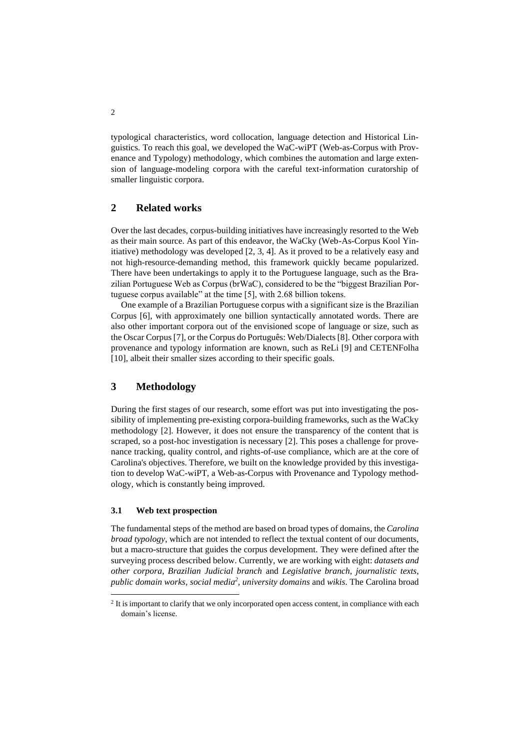typological characteristics, word collocation, language detection and Historical Linguistics. To reach this goal, we developed the WaC-wiPT (Web-as-Corpus with Provenance and Typology) methodology, which combines the automation and large extension of language-modeling corpora with the careful text-information curatorship of smaller linguistic corpora.

## 2 Related works

Over the last decades, corpus-building initiatives have increasingly resorted to the Web as their main source. As part of this endeavor, the WaCky (Web-As-Corpus Kool Yinitiative) methodology was developed [2, 3, 4]. As it proved to be a relatively easy and not high-resource-demanding method, this framework quickly became popularized. There have been undertakings to apply it to the Portuguese language, such as the Brazilian Portuguese Web as Corpus (brWaC), considered to be the "biggest Brazilian Portuguese corpus available" at the time [5], with 2.68 billion tokens.

One example of a Brazilian Portuguese corpus with a significant size is the Brazilian Corpus [6], with approximately one billion syntactically annotated words. There are also other important corpora out of the envisioned scope of language or size, such as the Oscar Corpus [7], or the Corpus do Português: Web/Dialects [8]. Other corpora with provenance and typology information are known, such as ReLi [9] and CETENFolha [10], albeit their smaller sizes according to their specific goals.

## 3 Methodology

During the first stages of our research, some effort was put into investigating the possibility of implementing pre-existing corpora-building frameworks, such as the WaCky methodology [2]. However, it does not ensure the transparency of the content that is scraped, so a post-hoc investigation is necessary [2]. This poses a challenge for provenance tracking, quality control, and rights-of-use compliance, which are at the core of Carolina's objectives. Therefore, we built on the knowledge provided by this investigation to develop WaC-wiPT, a Web-as-Corpus with Provenance and Typology methodology, which is constantly being improved.

### 3.1 Web text prospection

The fundamental steps of the method are based on broad types of domains, the *Carolina broad typology*, which are not intended to reflect the textual content of our documents, but a macro-structure that guides the corpus development. They were defined after the surveying process described below. Currently, we are working with eight: *datasets and other corpora*, *Brazilian Judicial branch* and *Legislative branch*, *journalistic texts*, *public domain works*, *social media*[2], *university domains* and *wikis*. The Carolina broad

[2] It is important to clarify that we only incorporated open access content, in compliance with each domain's license.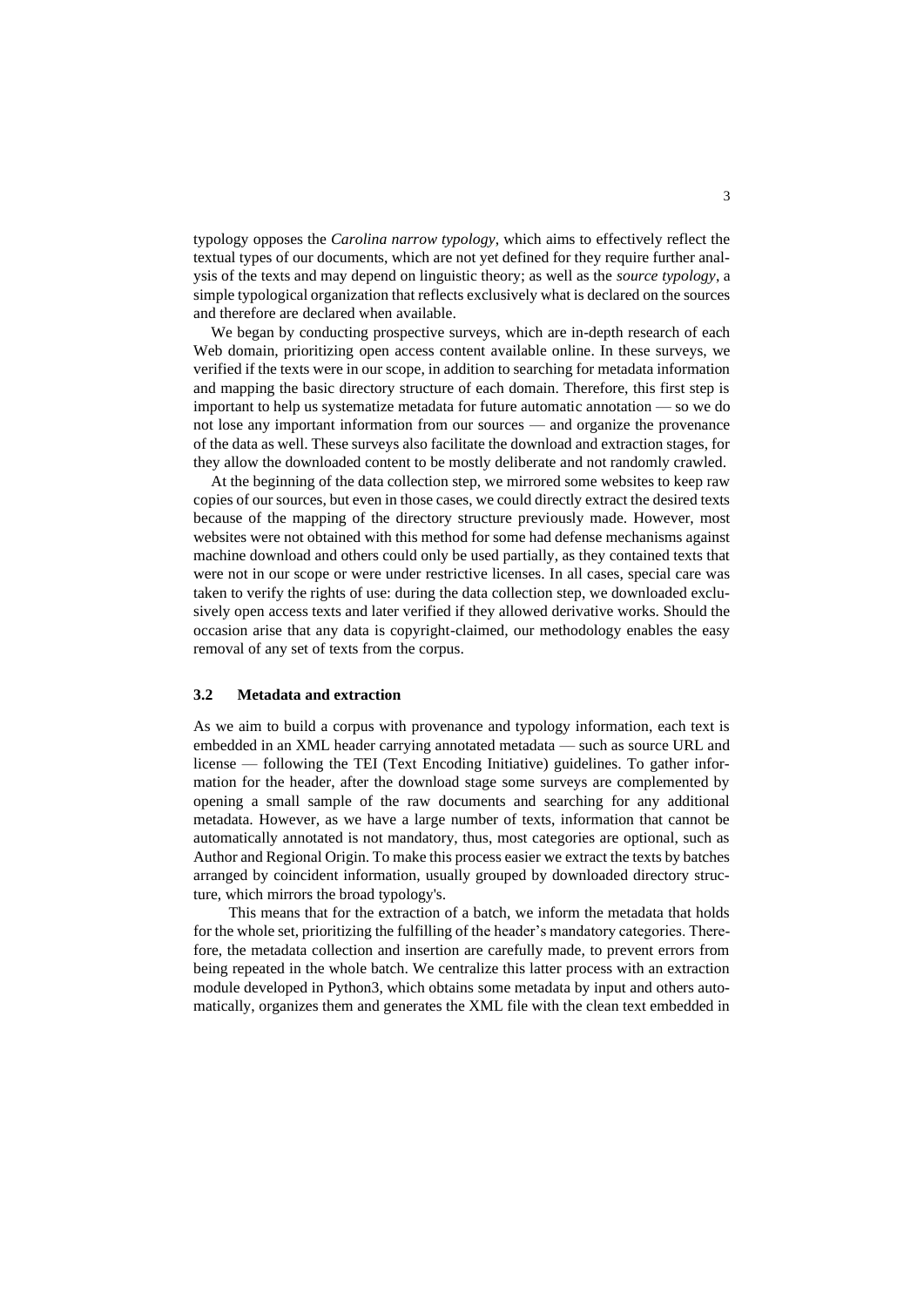typology opposes the *Carolina narrow typology*, which aims to effectively reflect the textual types of our documents, which are not yet defined for they require further analysis of the texts and may depend on linguistic theory; as well as the *source typology*, a simple typological organization that reflects exclusively what is declared on the sources and therefore are declared when available.

We began by conducting prospective surveys, which are in-depth research of each Web domain, prioritizing open access content available online. In these surveys, we verified if the texts were in our scope, in addition to searching for metadata information and mapping the basic directory structure of each domain. Therefore, this first step is important to help us systematize metadata for future automatic annotation — so we do not lose any important information from our sources — and organize the provenance of the data as well. These surveys also facilitate the download and extraction stages, for they allow the downloaded content to be mostly deliberate and not randomly crawled.

At the beginning of the data collection step, we mirrored some websites to keep raw copies of our sources, but even in those cases, we could directly extract the desired texts because of the mapping of the directory structure previously made. However, most websites were not obtained with this method for some had defense mechanisms against machine download and others could only be used partially, as they contained texts that were not in our scope or were under restrictive licenses. In all cases, special care was taken to verify the rights of use: during the data collection step, we downloaded exclusively open access texts and later verified if they allowed derivative works. Should the occasion arise that any data is copyright-claimed, our methodology enables the easy removal of any set of texts from the corpus.

### 3.2 Metadata and extraction

As we aim to build a corpus with provenance and typology information, each text is embedded in an XML header carrying annotated metadata — such as source URL and license — following the TEI (Text Encoding Initiative) guidelines. To gather information for the header, after the download stage some surveys are complemented by opening a small sample of the raw documents and searching for any additional metadata. However, as we have a large number of texts, information that cannot be automatically annotated is not mandatory, thus, most categories are optional, such as Author and Regional Origin. To make this process easier we extract the texts by batches arranged by coincident information, usually grouped by downloaded directory structure, which mirrors the broad typology's.

This means that for the extraction of a batch, we inform the metadata that holds for the whole set, prioritizing the fulfilling of the header's mandatory categories. Therefore, the metadata collection and insertion are carefully made, to prevent errors from being repeated in the whole batch. We centralize this latter process with an extraction module developed in Python3, which obtains some metadata by input and others automatically, organizes them and generates the XML file with the clean text embedded in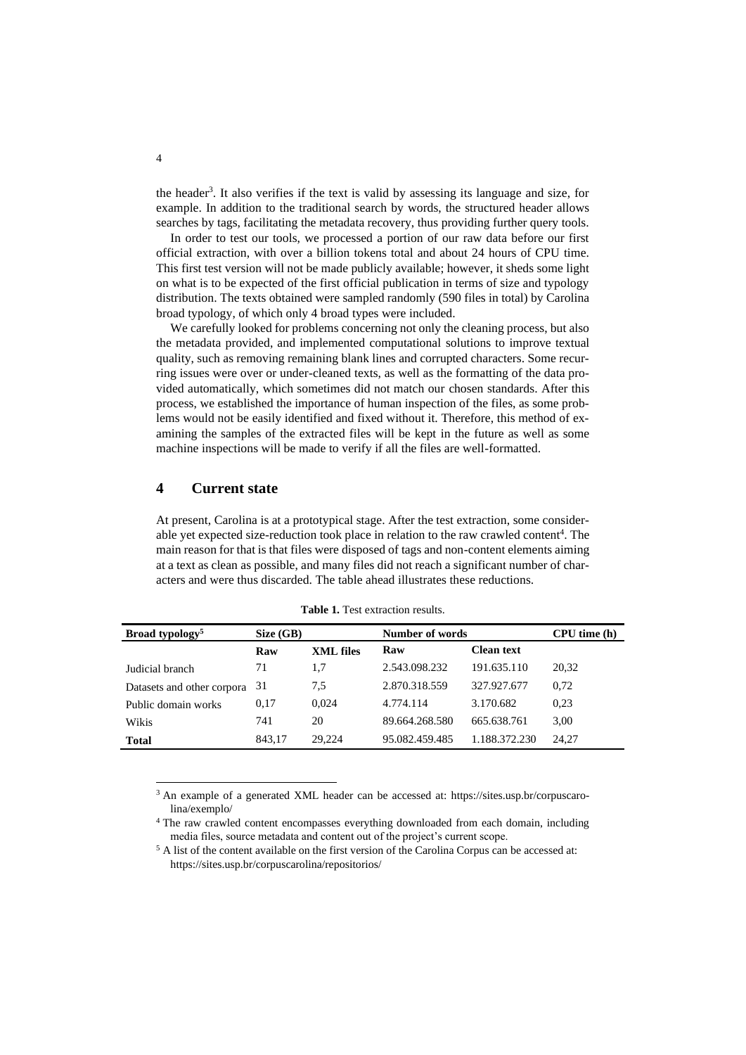the header[3]. It also verifies if the text is valid by assessing its language and size, for example. In addition to the traditional search by words, the structured header allows searches by tags, facilitating the metadata recovery, thus providing further query tools.

In order to test our tools, we processed a portion of our raw data before our first official extraction, with over a billion tokens total and about 24 hours of CPU time. This first test version will not be made publicly available; however, it sheds some light on what is to be expected of the first official publication in terms of size and typology distribution. The texts obtained were sampled randomly (590 files in total) by Carolina broad typology, of which only 4 broad types were included.

We carefully looked for problems concerning not only the cleaning process, but also the metadata provided, and implemented computational solutions to improve textual quality, such as removing remaining blank lines and corrupted characters. Some recurring issues were over or under-cleaned texts, as well as the formatting of the data provided automatically, which sometimes did not match our chosen standards. After this process, we established the importance of human inspection of the files, as some problems would not be easily identified and fixed without it. Therefore, this method of examining the samples of the extracted files will be kept in the future as well as some machine inspections will be made to verify if all the files are well-formatted.

## 4 Current state

At present, Carolina is at a prototypical stage. After the test extraction, some considerable yet expected size-reduction took place in relation to the raw crawled content[4]. The main reason for that is that files were disposed of tags and non-content elements aiming at a text as clean as possible, and many files did not reach a significant number of characters and were thus discarded. The table ahead illustrates these reductions.

**Table 1.** Test extraction results.

| Broad typology[5] | Size (GB) | | Number of words | | CPU time (h) |
|---|---|---|---|---|---|
| | Raw | XML files | Raw | Clean text | |
| Judicial branch | 71 | 1,7 | 2.543.098.232 | 191.635.110 | 20,32 |
| Datasets and other corpora | 31 | 7,5 | 2.870.318.559 | 327.927.677 | 0,72 |
| Public domain works | 0,17 | 0,024 | 4.774.114 | 3.170.682 | 0,23 |
| Wikis | 741 | 20 | 89.664.268.580 | 665.638.761 | 3,00 |
| **Total** | 843,17 | 29,224 | 95.082.459.485 | 1.188.372.230 | 24,27 |

[3] An example of a generated XML header can be accessed at: https://sites.usp.br/corpuscarolina/exemplo/

[4] The raw crawled content encompasses everything downloaded from each domain, including media files, source metadata and content out of the project's current scope.

[5] A list of the content available on the first version of the Carolina Corpus can be accessed at: https://sites.usp.br/corpuscarolina/repositorios/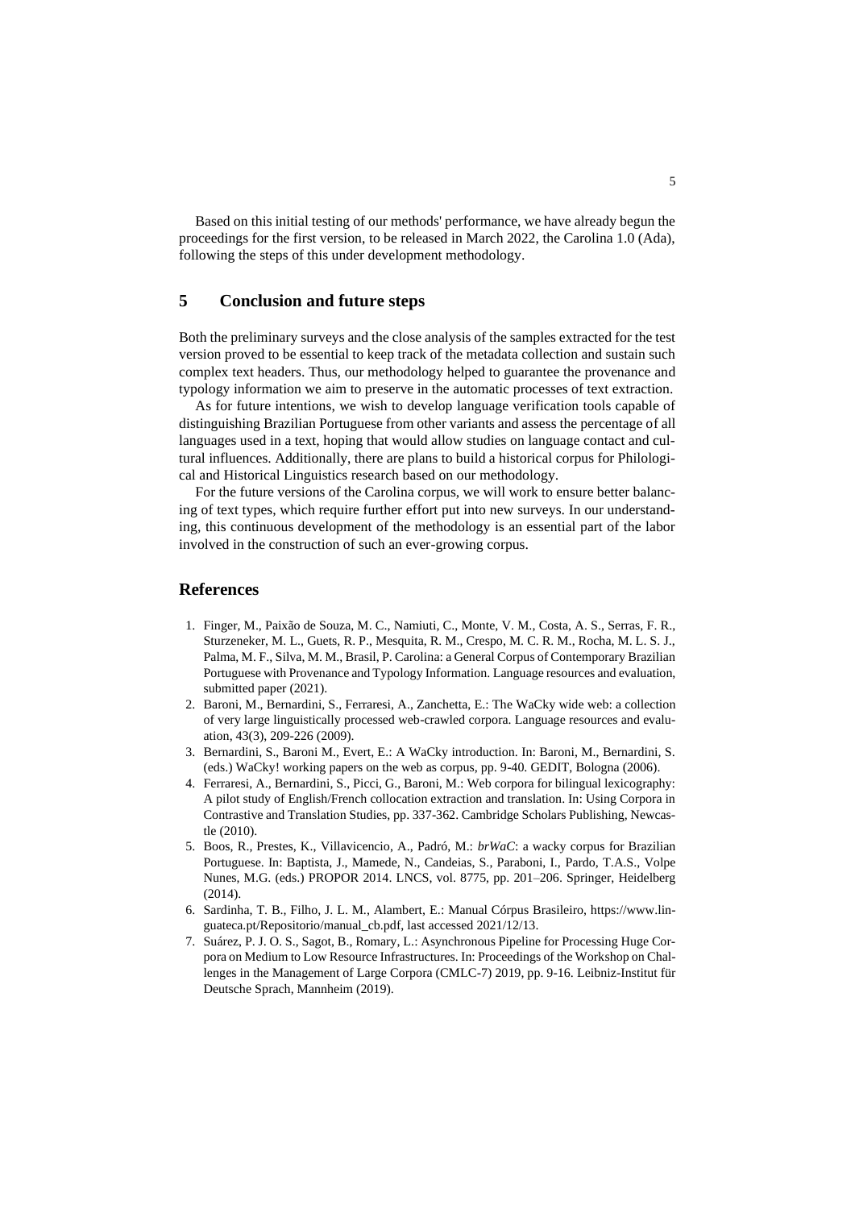Based on this initial testing of our methods' performance, we have already begun the proceedings for the first version, to be released in March 2022, the Carolina 1.0 (Ada), following the steps of this under development methodology.

## 5 Conclusion and future steps

Both the preliminary surveys and the close analysis of the samples extracted for the test version proved to be essential to keep track of the metadata collection and sustain such complex text headers. Thus, our methodology helped to guarantee the provenance and typology information we aim to preserve in the automatic processes of text extraction.

As for future intentions, we wish to develop language verification tools capable of distinguishing Brazilian Portuguese from other variants and assess the percentage of all languages used in a text, hoping that would allow studies on language contact and cultural influences. Additionally, there are plans to build a historical corpus for Philological and Historical Linguistics research based on our methodology.

For the future versions of the Carolina corpus, we will work to ensure better balancing of text types, which require further effort put into new surveys. In our understanding, this continuous development of the methodology is an essential part of the labor involved in the construction of such an ever-growing corpus.

## References

1. Finger, M., Paixão de Souza, M. C., Namiuti, C., Monte, V. M., Costa, A. S., Serras, F. R., Sturzeneker, M. L., Guets, R. P., Mesquita, R. M., Crespo, M. C. R. M., Rocha, M. L. S. J., Palma, M. F., Silva, M. M., Brasil, P. Carolina: a General Corpus of Contemporary Brazilian Portuguese with Provenance and Typology Information. Language resources and evaluation, submitted paper (2021).
2. Baroni, M., Bernardini, S., Ferraresi, A., Zanchetta, E.: The WaCky wide web: a collection of very large linguistically processed web-crawled corpora. Language resources and evaluation, 43(3), 209-226 (2009).
3. Bernardini, S., Baroni M., Evert, E.: A WaCky introduction. In: Baroni, M., Bernardini, S. (eds.) WaCky! working papers on the web as corpus, pp. 9-40. GEDIT, Bologna (2006).
4. Ferraresi, A., Bernardini, S., Picci, G., Baroni, M.: Web corpora for bilingual lexicography: A pilot study of English/French collocation extraction and translation. In: Using Corpora in Contrastive and Translation Studies, pp. 337-362. Cambridge Scholars Publishing, Newcastle (2010).
5. Boos, R., Prestes, K., Villavicencio, A., Padró, M.: *brWaC*: a wacky corpus for Brazilian Portuguese. In: Baptista, J., Mamede, N., Candeias, S., Paraboni, I., Pardo, T.A.S., Volpe Nunes, M.G. (eds.) PROPOR 2014. LNCS, vol. 8775, pp. 201–206. Springer, Heidelberg (2014).
6. Sardinha, T. B., Filho, J. L. M., Alambert, E.: Manual Córpus Brasileiro, https://www.linguateca.pt/Repositorio/manual_cb.pdf, last accessed 2021/12/13.
7. Suárez, P. J. O. S., Sagot, B., Romary, L.: Asynchronous Pipeline for Processing Huge Corpora on Medium to Low Resource Infrastructures. In: Proceedings of the Workshop on Challenges in the Management of Large Corpora (CMLC-7) 2019, pp. 9-16. Leibniz-Institut für Deutsche Sprach, Mannheim (2019).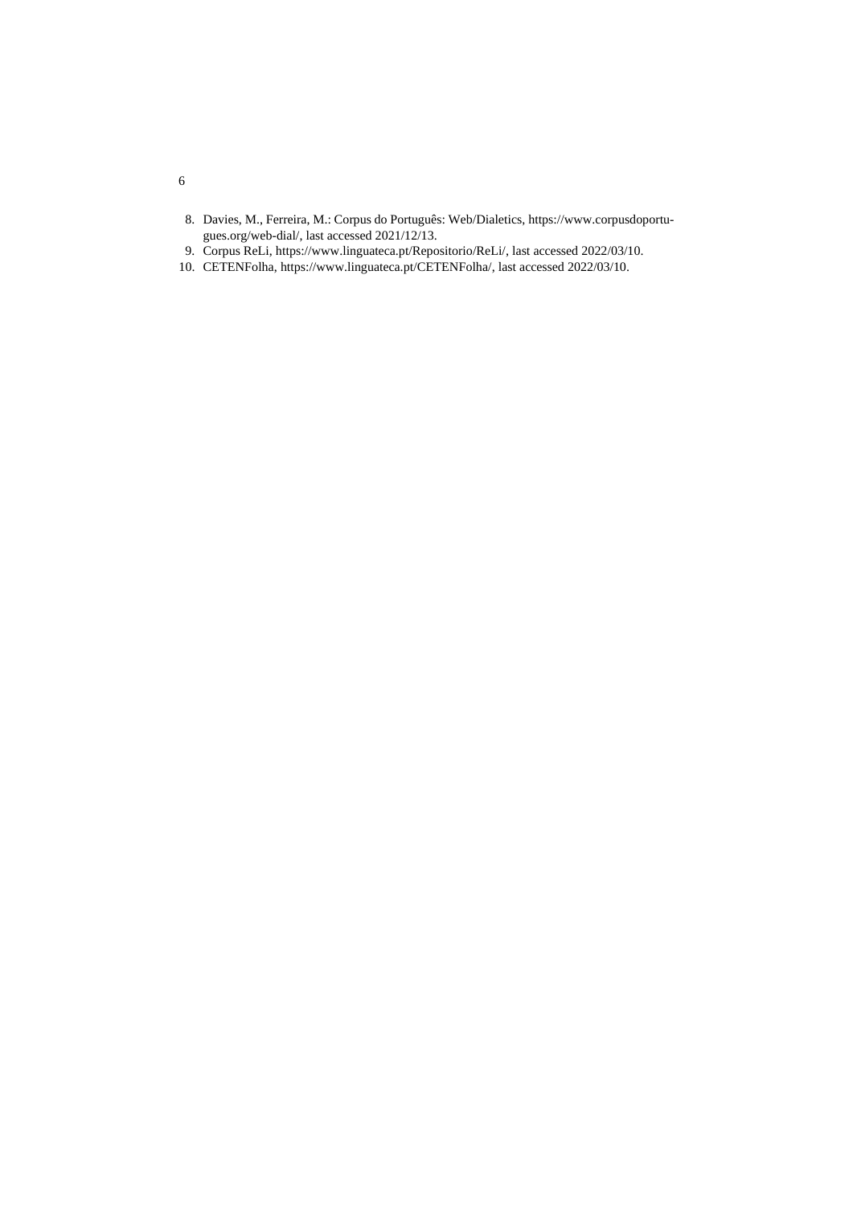8. Davies, M., Ferreira, M.: Corpus do Português: Web/Dialetics, https://www.corpusdoportugues.org/web-dial/, last accessed 2021/12/13.
9. Corpus ReLi, https://www.linguateca.pt/Repositorio/ReLi/, last accessed 2022/03/10.
10. CETENFolha, https://www.linguateca.pt/CETENFolha/, last accessed 2022/03/10.